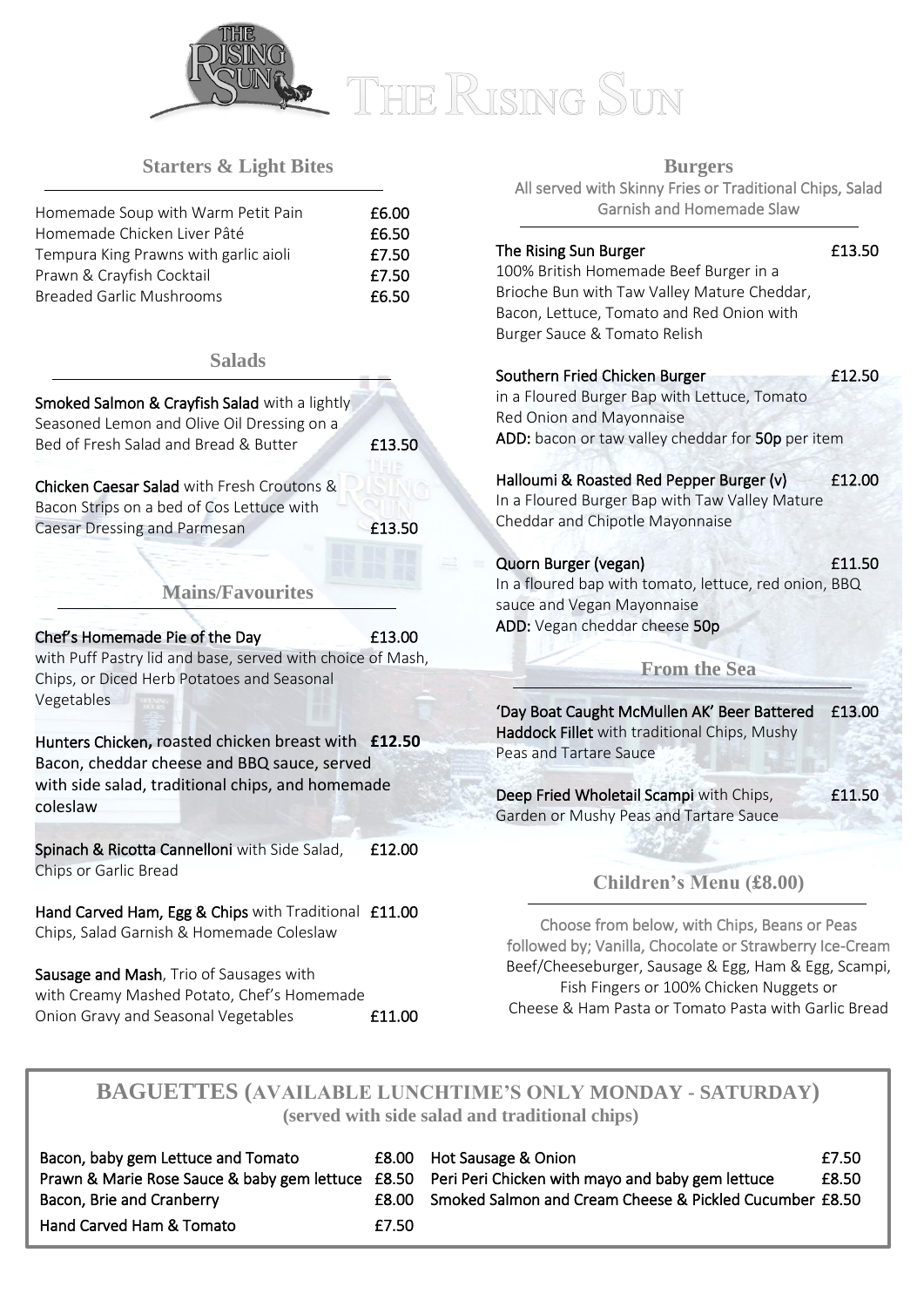# THE RISING SUN

## Starters & Light Bites

| | |
|---|---|
| Homemade Soup with Warm Petit Pain | £6.00 |
| Homemade Chicken Liver Pâté | £6.50 |
| Tempura King Prawns with garlic aioli | £7.50 |
| Prawn & Crayfish Cocktail | £7.50 |
| Breaded Garlic Mushrooms | £6.50 |

## Salads

**Smoked Salmon & Crayfish Salad** with a lightly Seasoned Lemon and Olive Oil Dressing on a Bed of Fresh Salad and Bread & Butter £13.50

**Chicken Caesar Salad** with Fresh Croutons & Bacon Strips on a bed of Cos Lettuce with Caesar Dressing and Parmesan £13.50

## Mains/Favourites

**Chef's Homemade Pie of the Day** £13.00
with Puff Pastry lid and base, served with choice of Mash, Chips, or Diced Herb Potatoes and Seasonal Vegetables

**Hunters Chicken,** roasted chicken breast with **£12.50** Bacon, cheddar cheese and BBQ sauce, served with side salad, traditional chips, and homemade coleslaw

**Spinach & Ricotta Cannelloni** with Side Salad, Chips or Garlic Bread £12.00

**Hand Carved Ham, Egg & Chips** with Traditional Chips, Salad Garnish & Homemade Coleslaw £11.00

**Sausage and Mash**, Trio of Sausages with with Creamy Mashed Potato, Chef's Homemade Onion Gravy and Seasonal Vegetables £11.00

## Burgers

All served with Skinny Fries or Traditional Chips, Salad Garnish and Homemade Slaw

**The Rising Sun Burger** £13.50
100% British Homemade Beef Burger in a Brioche Bun with Taw Valley Mature Cheddar, Bacon, Lettuce, Tomato and Red Onion with Burger Sauce & Tomato Relish

**Southern Fried Chicken Burger** £12.50
in a Floured Burger Bap with Lettuce, Tomato Red Onion and Mayonnaise
**ADD:** bacon or taw valley cheddar for **50p** per item

**Halloumi & Roasted Red Pepper Burger (v)** £12.00
In a Floured Burger Bap with Taw Valley Mature Cheddar and Chipotle Mayonnaise

**Quorn Burger (vegan)** £11.50
In a floured bap with tomato, lettuce, red onion, BBQ sauce and Vegan Mayonnaise
**ADD:** Vegan cheddar cheese **50p**

## From the Sea

**'Day Boat Caught McMullen AK' Beer Battered Haddock Fillet** with traditional Chips, Mushy Peas and Tartare Sauce £13.00

**Deep Fried Wholetail Scampi** with Chips, Garden or Mushy Peas and Tartare Sauce £11.50

## Children's Menu (£8.00)

Choose from below, with Chips, Beans or Peas followed by; Vanilla, Chocolate or Strawberry Ice-Cream
Beef/Cheeseburger, Sausage & Egg, Ham & Egg, Scampi, Fish Fingers or 100% Chicken Nuggets or Cheese & Ham Pasta or Tomato Pasta with Garlic Bread

## BAGUETTES (AVAILABLE LUNCHTIME'S ONLY MONDAY - SATURDAY)

**(served with side salad and traditional chips)**

| | |
|---|---|
| Bacon, baby gem Lettuce and Tomato | £8.00 |
| Prawn & Marie Rose Sauce & baby gem lettuce | £8.50 |
| Bacon, Brie and Cranberry | £8.00 |
| Hand Carved Ham & Tomato | £7.50 |
| Hot Sausage & Onion | £7.50 |
| Peri Peri Chicken with mayo and baby gem lettuce | £8.50 |
| Smoked Salmon and Cream Cheese & Pickled Cucumber | £8.50 |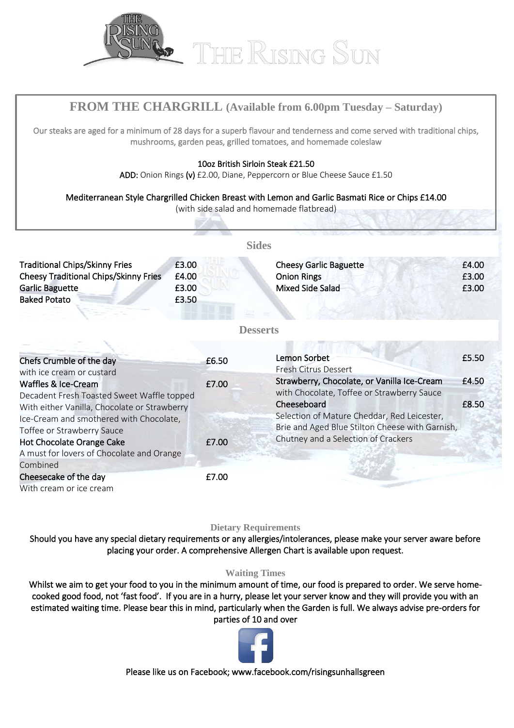# THE RISING SUN

## FROM THE CHARGRILL (Available from 6.00pm Tuesday – Saturday)

Our steaks are aged for a minimum of 28 days for a superb flavour and tenderness and come served with traditional chips, mushrooms, garden peas, grilled tomatoes, and homemade coleslaw

**10oz British Sirloin Steak £21.50**

**ADD:** Onion Rings **(v)** £2.00, Diane, Peppercorn or Blue Cheese Sauce £1.50

**Mediterranean Style Chargrilled Chicken Breast with Lemon and Garlic Basmati Rice or Chips £14.00**

(with side salad and homemade flatbread)

## Sides

| | |
|---|---|
| **Traditional Chips/Skinny Fries** | £3.00 |
| **Cheesy Traditional Chips/Skinny Fries** | £4.00 |
| **Garlic Baguette** | £3.00 |
| **Baked Potato** | £3.50 |
| **Cheesy Garlic Baguette** | £4.00 |
| **Onion Rings** | £3.00 |
| **Mixed Side Salad** | £3.00 |

## Desserts

**Chefs Crumble of the day** £6.50
with ice cream or custard

**Waffles & Ice-Cream** £7.00
Decadent Fresh Toasted Sweet Waffle topped With either Vanilla, Chocolate or Strawberry Ice-Cream and smothered with Chocolate, Toffee or Strawberry Sauce

**Hot Chocolate Orange Cake** £7.00
A must for lovers of Chocolate and Orange Combined

**Cheesecake of the day** £7.00
With cream or ice cream

**Lemon Sorbet** £5.50
Fresh Citrus Dessert

**Strawberry, Chocolate, or Vanilla Ice-Cream** £4.50
with Chocolate, Toffee or Strawberry Sauce

**Cheeseboard** £8.50
Selection of Mature Cheddar, Red Leicester, Brie and Aged Blue Stilton Cheese with Garnish, Chutney and a Selection of Crackers

### Dietary Requirements

Should you have any special dietary requirements or any allergies/intolerances, please make your server aware before placing your order. A comprehensive Allergen Chart is available upon request.

### Waiting Times

Whilst we aim to get your food to you in the minimum amount of time, our food is prepared to order. We serve home-cooked good food, not 'fast food'. If you are in a hurry, please let your server know and they will provide you with an estimated waiting time. Please bear this in mind, particularly when the Garden is full. We always advise pre-orders for parties of 10 and over

Please like us on Facebook; www.facebook.com/risingsunhallsgreen